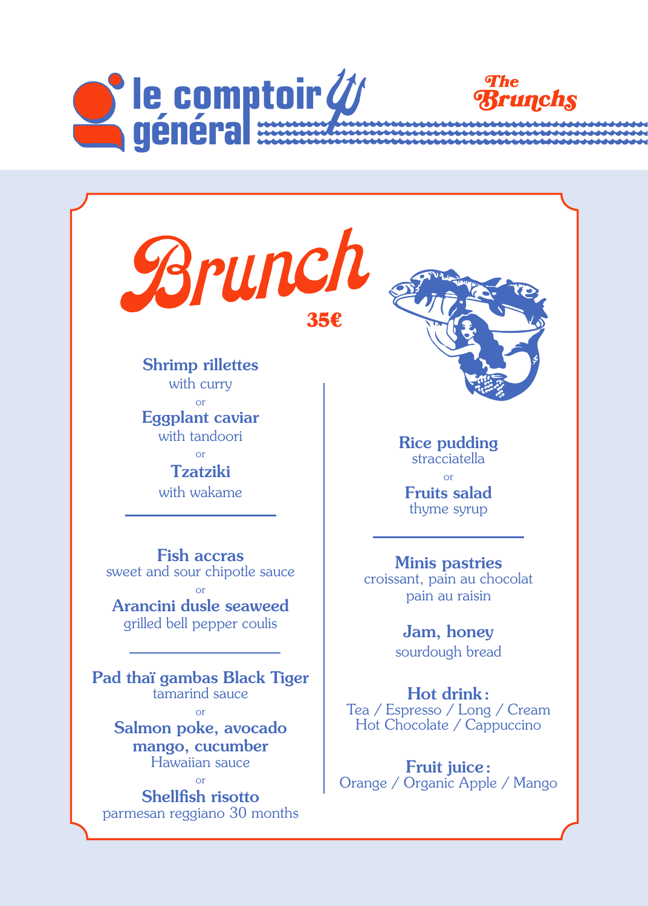le comptoir général

The Brunchs

# Brunch

**35€**

**Shrimp rillettes**
with curry
or
**Eggplant caviar**
with tandoori
or
**Tzatziki**
with wakame

---

**Fish accras**
sweet and sour chipotle sauce
or
**Arancini dusle seaweed**
grilled bell pepper coulis

---

**Pad thaï gambas Black Tiger**
tamarind sauce
or
**Salmon poke, avocado mango, cucumber**
Hawaiian sauce
or
**Shellfish risotto**
parmesan reggiano 30 months

**Rice pudding**
stracciatella
or
**Fruits salad**
thyme syrup

---

**Minis pastries**
croissant, pain au chocolat
pain au raisin

**Jam, honey**
sourdough bread

**Hot drink :**
Tea / Espresso / Long / Cream
Hot Chocolate / Cappuccino

**Fruit juice :**
Orange / Organic Apple / Mango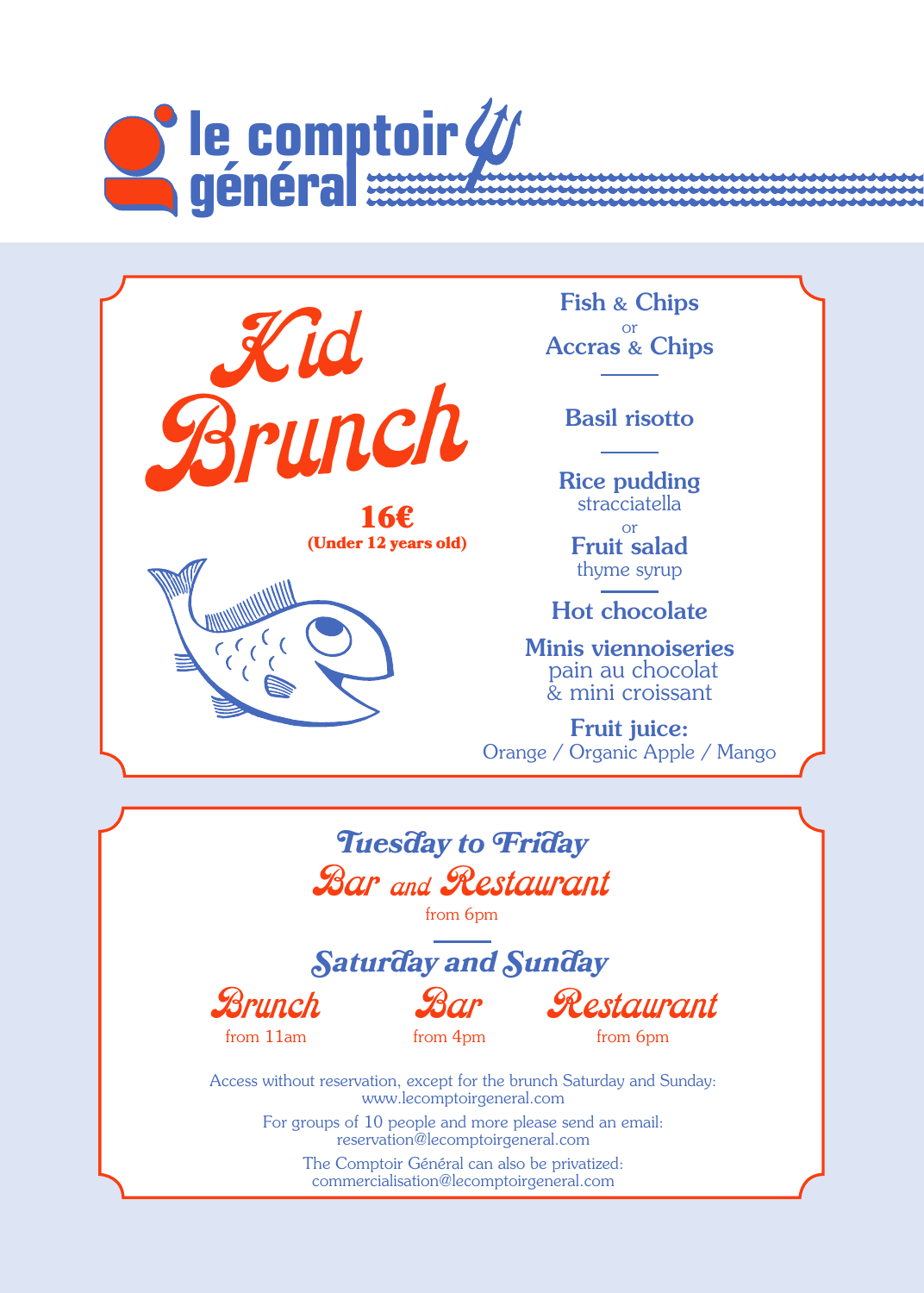# le comptoir général

## Kid Brunch

**16€**
**(Under 12 years old)**

**Fish & Chips**
or
**Accras & Chips**

---

**Basil risotto**

---

**Rice pudding**
stracciatella
or
**Fruit salad**
thyme syrup

---

**Hot chocolate**

**Minis viennoiseries**
pain au chocolat
& mini croissant

**Fruit juice:**
Orange / Organic Apple / Mango

---

### *Tuesday to Friday*

**Bar and Restaurant**
from 6pm

---

### *Saturday and Sunday*

**Brunch**
from 11am

**Bar**
from 4pm

**Restaurant**
from 6pm

Access without reservation, except for the brunch Saturday and Sunday:
www.lecomptoirgeneral.com

For groups of 10 people and more please send an email:
reservation@lecomptoirgeneral.com

The Comptoir Général can also be privatized:
commercialisation@lecomptoirgeneral.com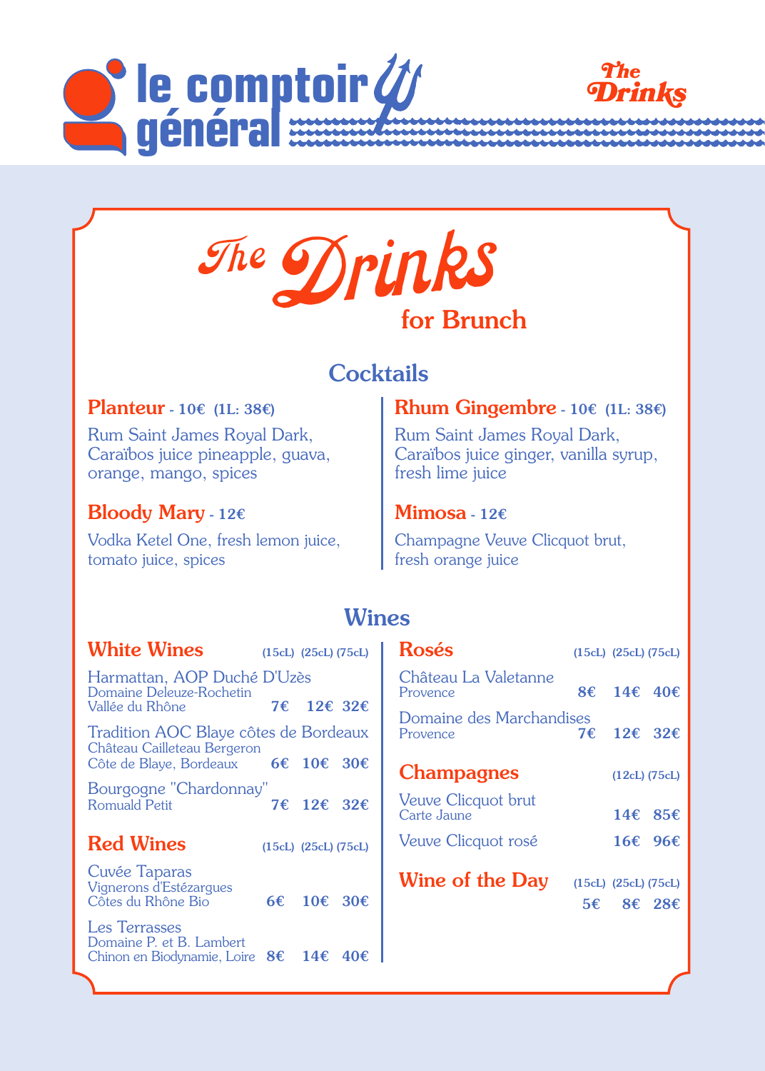le comptoir général

# The Drinks for Brunch

## Cocktails

**Planteur** - 10€ (1L: 38€)

Rum Saint James Royal Dark, Caraïbos juice pineapple, guava, orange, mango, spices

**Bloody Mary** - 12€

Vodka Ketel One, fresh lemon juice, tomato juice, spices

**Rhum Gingembre** - 10€ (1L: 38€)

Rum Saint James Royal Dark, Caraïbos juice ginger, vanilla syrup, fresh lime juice

**Mimosa** - 12€

Champagne Veuve Clicquot brut, fresh orange juice

## Wines

### White Wines

| | (15cL) | (25cL) | (75cL) |
|---|---|---|---|
| Harmattan, AOP Duché D'Uzès<br>Domaine Deleuze-Rochetin<br>Vallée du Rhône | 7€ | 12€ | 32€ |
| Tradition AOC Blaye côtes de Bordeaux<br>Château Cailleteau Bergeron<br>Côte de Blaye, Bordeaux | 6€ | 10€ | 30€ |
| Bourgogne "Chardonnay"<br>Romuald Petit | 7€ | 12€ | 32€ |

### Red Wines

| | (15cL) | (25cL) | (75cL) |
|---|---|---|---|
| Cuvée Taparas<br>Vignerons d'Estézargues<br>Côtes du Rhône Bio | 6€ | 10€ | 30€ |
| Les Terrasses<br>Domaine P. et B. Lambert<br>Chinon en Biodynamie, Loire | 8€ | 14€ | 40€ |

### Rosés

| | (15cL) | (25cL) | (75cL) |
|---|---|---|---|
| Château La Valetanne<br>Provence | 8€ | 14€ | 40€ |
| Domaine des Marchandises<br>Provence | 7€ | 12€ | 32€ |

### Champagnes

| | (12cL) | (75cL) |
|---|---|---|
| Veuve Clicquot brut<br>Carte Jaune | 14€ | 85€ |
| Veuve Clicquot rosé | 16€ | 96€ |

### Wine of the Day

| (15cL) | (25cL) | (75cL) |
|---|---|---|
| 5€ | 8€ | 28€ |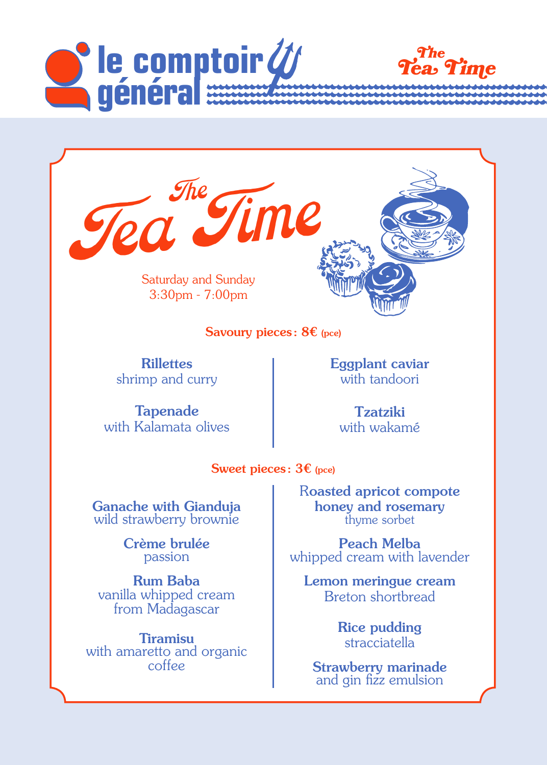# le comptoir général

# The Tea Time

Saturday and Sunday
3:30pm - 7:00pm

## Savoury pieces : 8€ (pce)

**Rillettes**
shrimp and curry

**Tapenade**
with Kalamata olives

**Eggplant caviar**
with tandoori

**Tzatziki**
with wakamé

## Sweet pieces : 3€ (pce)

**Ganache with Gianduja**
wild strawberry brownie

**Crème brulée**
passion

**Rum Baba**
vanilla whipped cream from Madagascar

**Tiramisu**
with amaretto and organic coffee

**Roasted apricot compote honey and rosemary**
thyme sorbet

**Peach Melba**
whipped cream with lavender

**Lemon meringue cream**
Breton shortbread

**Rice pudding**
stracciatella

**Strawberry marinade**
and gin fizz emulsion